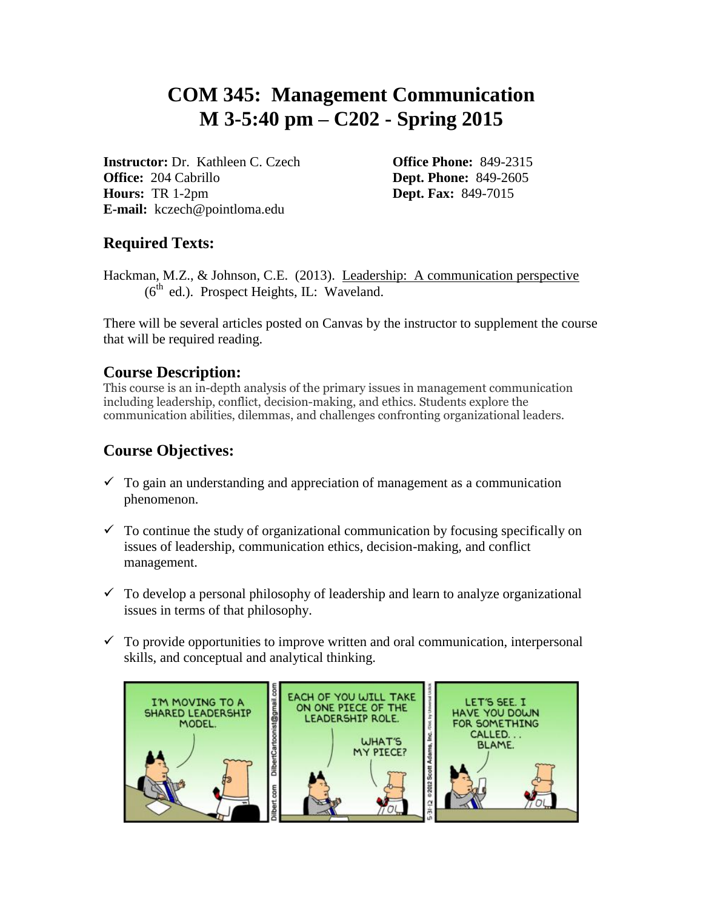# COM 345: Management Communication
# M 3-5:40 pm – C202 - Spring 2015

**Instructor:** Dr. Kathleen C. Czech
**Office:** 204 Cabrillo
**Hours:** TR 1-2pm
**E-mail:** kczech@pointloma.edu

**Office Phone:** 849-2315
**Dept. Phone:** 849-2605
**Dept. Fax:** 849-7015

## Required Texts:

Hackman, M.Z., & Johnson, C.E. (2013). Leadership: A communication perspective (6th ed.). Prospect Heights, IL: Waveland.

There will be several articles posted on Canvas by the instructor to supplement the course that will be required reading.

## Course Description:

This course is an in-depth analysis of the primary issues in management communication including leadership, conflict, decision-making, and ethics. Students explore the communication abilities, dilemmas, and challenges confronting organizational leaders.

## Course Objectives:

- ✓ To gain an understanding and appreciation of management as a communication phenomenon.
- ✓ To continue the study of organizational communication by focusing specifically on issues of leadership, communication ethics, decision-making, and conflict management.
- ✓ To develop a personal philosophy of leadership and learn to analyze organizational issues in terms of that philosophy.
- ✓ To provide opportunities to improve written and oral communication, interpersonal skills, and conceptual and analytical thinking.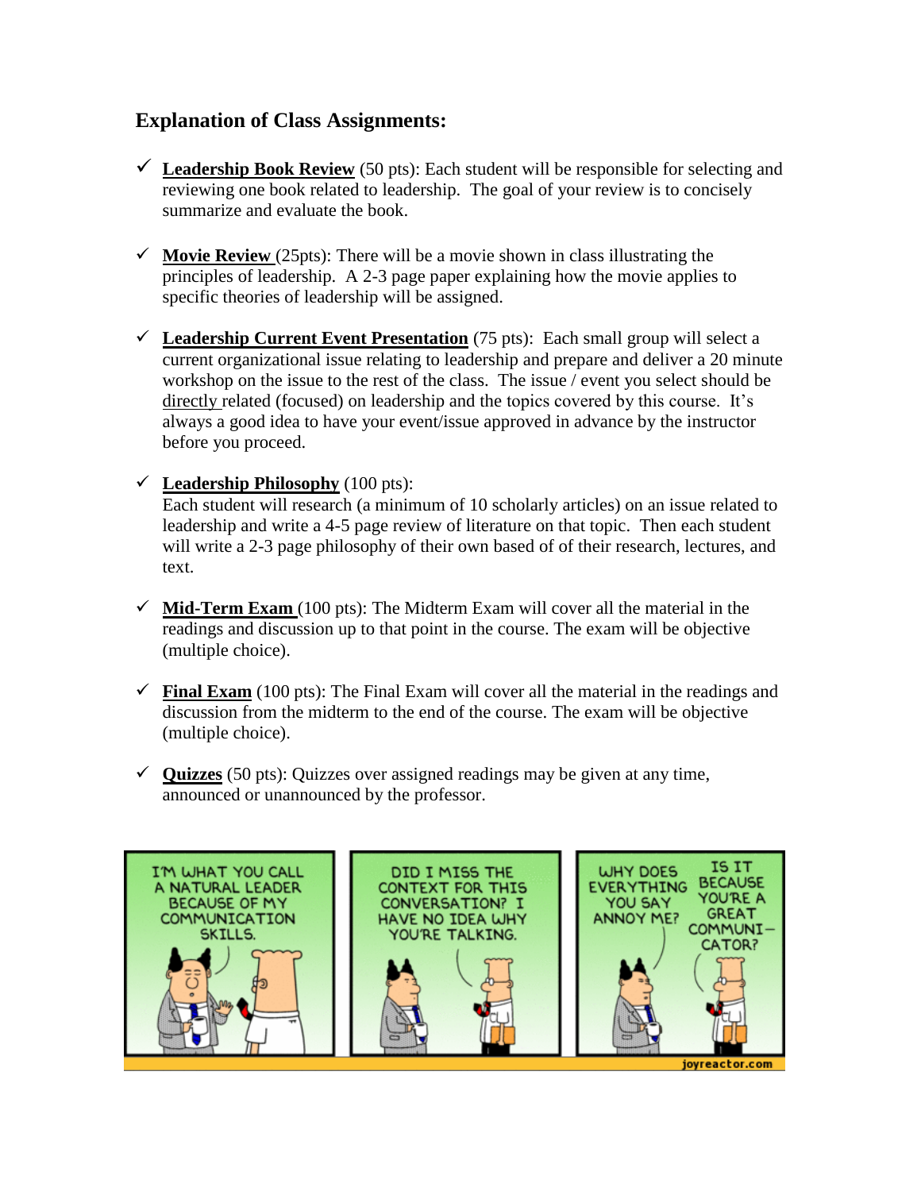## Explanation of Class Assignments:

- ✓ **Leadership Book Review** (50 pts): Each student will be responsible for selecting and reviewing one book related to leadership. The goal of your review is to concisely summarize and evaluate the book.

- ✓ **Movie Review** (25pts): There will be a movie shown in class illustrating the principles of leadership. A 2-3 page paper explaining how the movie applies to specific theories of leadership will be assigned.

- ✓ **Leadership Current Event Presentation** (75 pts): Each small group will select a current organizational issue relating to leadership and prepare and deliver a 20 minute workshop on the issue to the rest of the class. The issue / event you select should be directly related (focused) on leadership and the topics covered by this course. It's always a good idea to have your event/issue approved in advance by the instructor before you proceed.

- ✓ **Leadership Philosophy** (100 pts):
  Each student will research (a minimum of 10 scholarly articles) on an issue related to leadership and write a 4-5 page review of literature on that topic. Then each student will write a 2-3 page philosophy of their own based of of their research, lectures, and text.

- ✓ **Mid-Term Exam** (100 pts): The Midterm Exam will cover all the material in the readings and discussion up to that point in the course. The exam will be objective (multiple choice).

- ✓ **Final Exam** (100 pts): The Final Exam will cover all the material in the readings and discussion from the midterm to the end of the course. The exam will be objective (multiple choice).

- ✓ **Quizzes** (50 pts): Quizzes over assigned readings may be given at any time, announced or unannounced by the professor.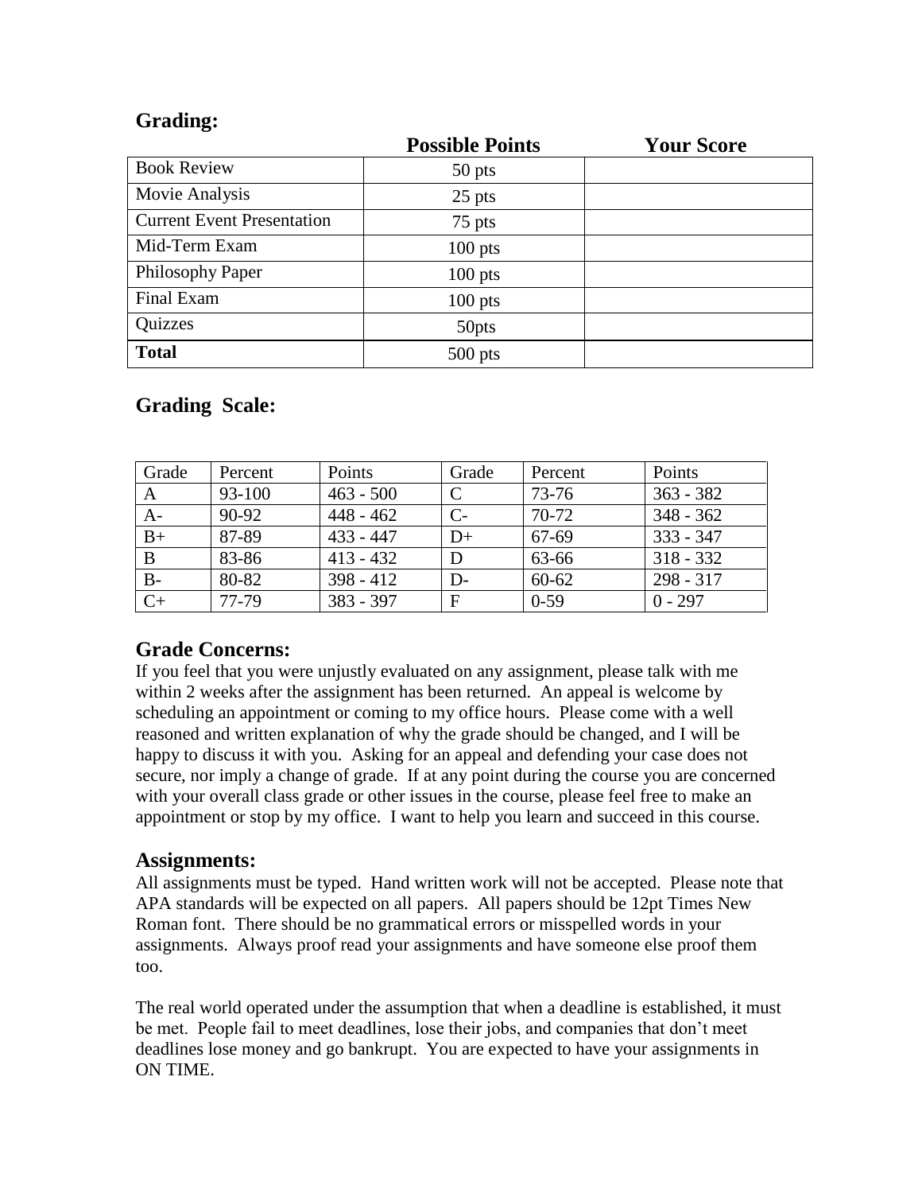## Grading:

| | Possible Points | Your Score |
|---|---|---|
| Book Review | 50 pts | |
| Movie Analysis | 25 pts | |
| Current Event Presentation | 75 pts | |
| Mid-Term Exam | 100 pts | |
| Philosophy Paper | 100 pts | |
| Final Exam | 100 pts | |
| Quizzes | 50pts | |
| **Total** | 500 pts | |

## Grading Scale:

| Grade | Percent | Points | Grade | Percent | Points |
|---|---|---|---|---|---|
| A | 93-100 | 463 - 500 | C | 73-76 | 363 - 382 |
| A- | 90-92 | 448 - 462 | C- | 70-72 | 348 - 362 |
| B+ | 87-89 | 433 - 447 | D+ | 67-69 | 333 - 347 |
| B | 83-86 | 413 - 432 | D | 63-66 | 318 - 332 |
| B- | 80-82 | 398 - 412 | D- | 60-62 | 298 - 317 |
| C+ | 77-79 | 383 - 397 | F | 0-59 | 0 - 297 |

## Grade Concerns:

If you feel that you were unjustly evaluated on any assignment, please talk with me within 2 weeks after the assignment has been returned. An appeal is welcome by scheduling an appointment or coming to my office hours. Please come with a well reasoned and written explanation of why the grade should be changed, and I will be happy to discuss it with you. Asking for an appeal and defending your case does not secure, nor imply a change of grade. If at any point during the course you are concerned with your overall class grade or other issues in the course, please feel free to make an appointment or stop by my office. I want to help you learn and succeed in this course.

## Assignments:

All assignments must be typed. Hand written work will not be accepted. Please note that APA standards will be expected on all papers. All papers should be 12pt Times New Roman font. There should be no grammatical errors or misspelled words in your assignments. Always proof read your assignments and have someone else proof them too.

The real world operated under the assumption that when a deadline is established, it must be met. People fail to meet deadlines, lose their jobs, and companies that don't meet deadlines lose money and go bankrupt. You are expected to have your assignments in ON TIME.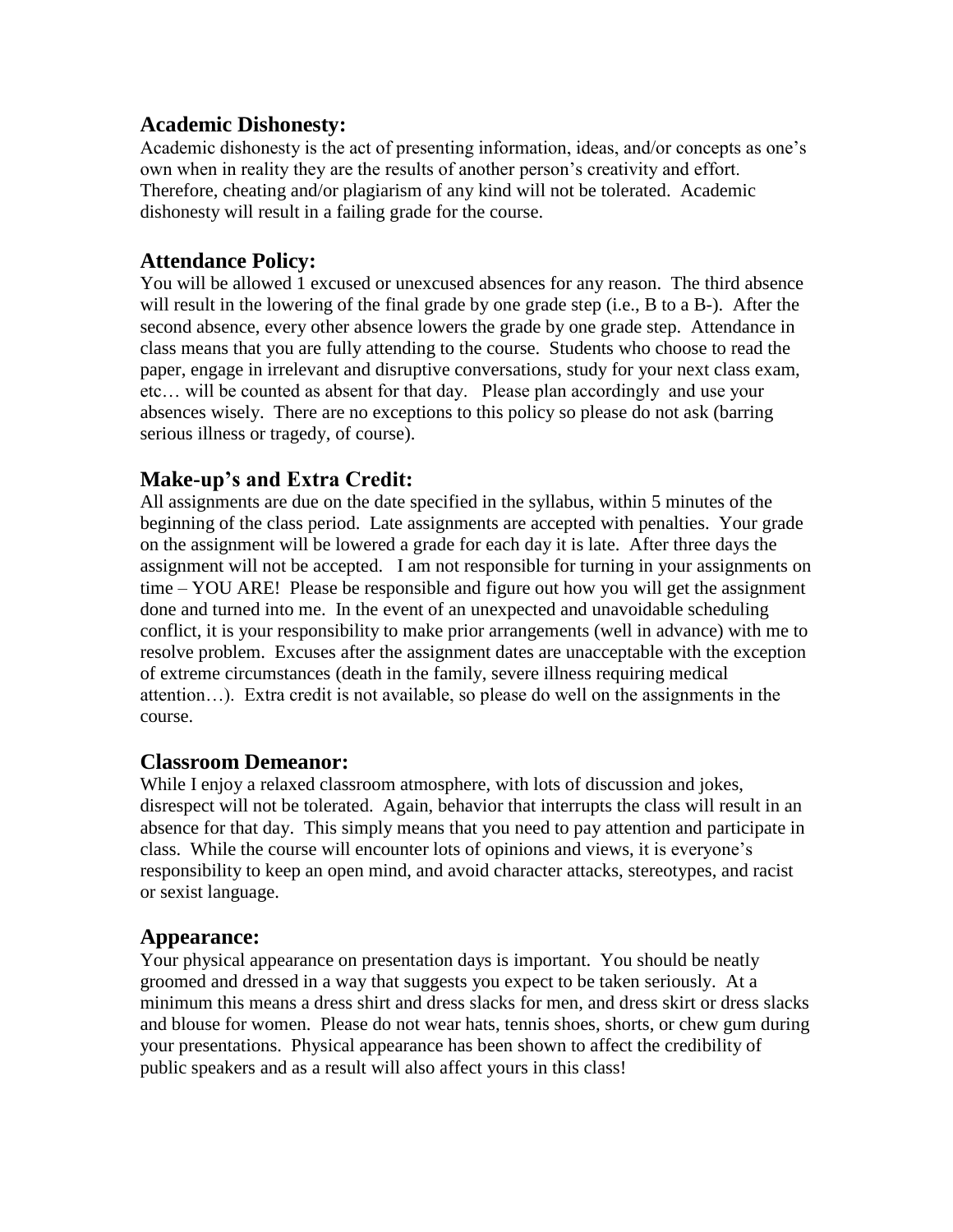## Academic Dishonesty:

Academic dishonesty is the act of presenting information, ideas, and/or concepts as one's own when in reality they are the results of another person's creativity and effort. Therefore, cheating and/or plagiarism of any kind will not be tolerated. Academic dishonesty will result in a failing grade for the course.

## Attendance Policy:

You will be allowed 1 excused or unexcused absences for any reason. The third absence will result in the lowering of the final grade by one grade step (i.e., B to a B-). After the second absence, every other absence lowers the grade by one grade step. Attendance in class means that you are fully attending to the course. Students who choose to read the paper, engage in irrelevant and disruptive conversations, study for your next class exam, etc… will be counted as absent for that day. Please plan accordingly and use your absences wisely. There are no exceptions to this policy so please do not ask (barring serious illness or tragedy, of course).

## Make-up's and Extra Credit:

All assignments are due on the date specified in the syllabus, within 5 minutes of the beginning of the class period. Late assignments are accepted with penalties. Your grade on the assignment will be lowered a grade for each day it is late. After three days the assignment will not be accepted. I am not responsible for turning in your assignments on time – YOU ARE! Please be responsible and figure out how you will get the assignment done and turned into me. In the event of an unexpected and unavoidable scheduling conflict, it is your responsibility to make prior arrangements (well in advance) with me to resolve problem. Excuses after the assignment dates are unacceptable with the exception of extreme circumstances (death in the family, severe illness requiring medical attention…). Extra credit is not available, so please do well on the assignments in the course.

## Classroom Demeanor:

While I enjoy a relaxed classroom atmosphere, with lots of discussion and jokes, disrespect will not be tolerated. Again, behavior that interrupts the class will result in an absence for that day. This simply means that you need to pay attention and participate in class. While the course will encounter lots of opinions and views, it is everyone's responsibility to keep an open mind, and avoid character attacks, stereotypes, and racist or sexist language.

## Appearance:

Your physical appearance on presentation days is important. You should be neatly groomed and dressed in a way that suggests you expect to be taken seriously. At a minimum this means a dress shirt and dress slacks for men, and dress skirt or dress slacks and blouse for women. Please do not wear hats, tennis shoes, shorts, or chew gum during your presentations. Physical appearance has been shown to affect the credibility of public speakers and as a result will also affect yours in this class!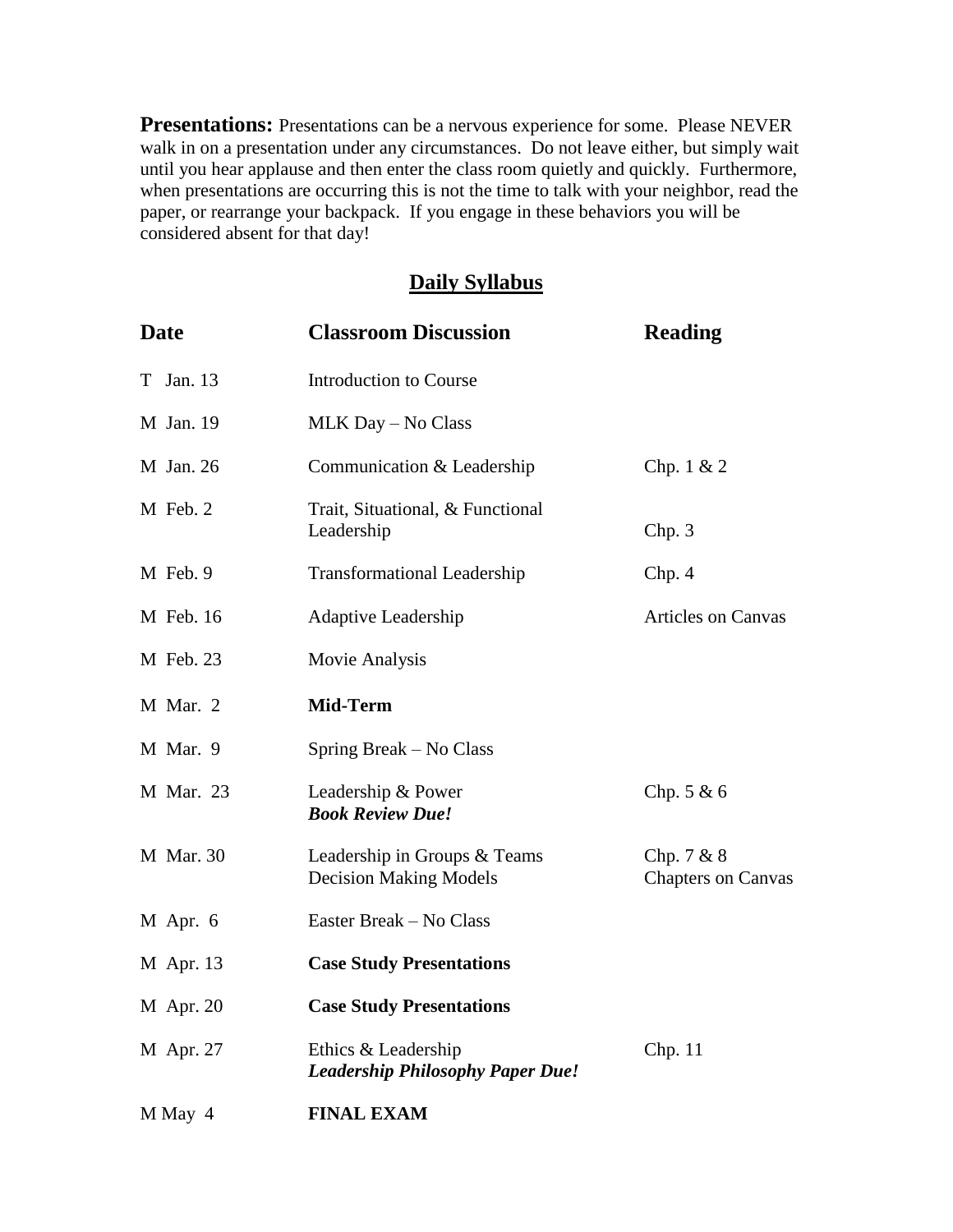**Presentations:** Presentations can be a nervous experience for some. Please NEVER walk in on a presentation under any circumstances. Do not leave either, but simply wait until you hear applause and then enter the class room quietly and quickly. Furthermore, when presentations are occurring this is not the time to talk with your neighbor, read the paper, or rearrange your backpack. If you engage in these behaviors you will be considered absent for that day!

## Daily Syllabus

| Date | Classroom Discussion | Reading |
|---|---|---|
| T Jan. 13 | Introduction to Course | |
| M Jan. 19 | MLK Day – No Class | |
| M Jan. 26 | Communication & Leadership | Chp. 1 & 2 |
| M Feb. 2 | Trait, Situational, & Functional Leadership | Chp. 3 |
| M Feb. 9 | Transformational Leadership | Chp. 4 |
| M Feb. 16 | Adaptive Leadership | Articles on Canvas |
| M Feb. 23 | Movie Analysis | |
| M Mar. 2 | **Mid-Term** | |
| M Mar. 9 | Spring Break – No Class | |
| M Mar. 23 | Leadership & Power<br>***Book Review Due!*** | Chp. 5 & 6 |
| M Mar. 30 | Leadership in Groups & Teams<br>Decision Making Models | Chp. 7 & 8<br>Chapters on Canvas |
| M Apr. 6 | Easter Break – No Class | |
| M Apr. 13 | **Case Study Presentations** | |
| M Apr. 20 | **Case Study Presentations** | |
| M Apr. 27 | Ethics & Leadership<br>***Leadership Philosophy Paper Due!*** | Chp. 11 |
| M May 4 | **FINAL EXAM** | |